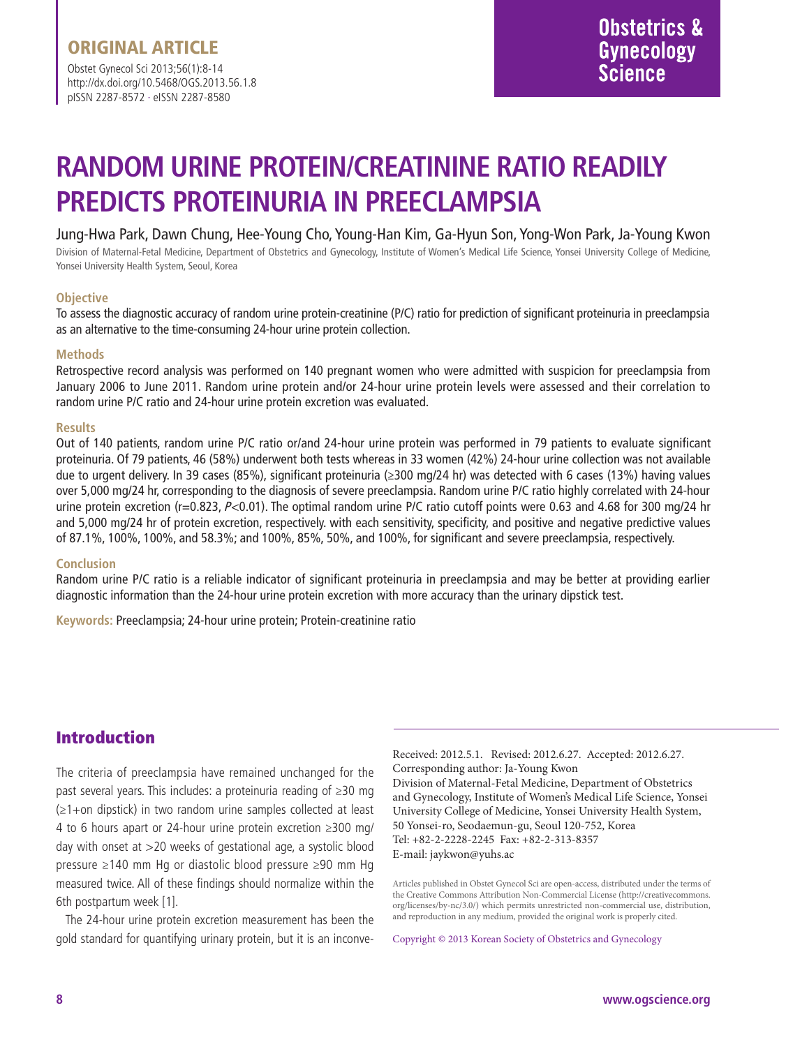ORIGINAL ARTICLE

Obstet Gynecol Sci 2013;56(1):8-14
http://dx.doi.org/10.5468/OGS.2013.56.1.8
pISSN 2287-8572 · eISSN 2287-8580

# RANDOM URINE PROTEIN/CREATININE RATIO READILY PREDICTS PROTEINURIA IN PREECLAMPSIA

Jung-Hwa Park, Dawn Chung, Hee-Young Cho, Young-Han Kim, Ga-Hyun Son, Yong-Won Park, Ja-Young Kwon

Division of Maternal-Fetal Medicine, Department of Obstetrics and Gynecology, Institute of Women's Medical Life Science, Yonsei University College of Medicine, Yonsei University Health System, Seoul, Korea

### Objective

To assess the diagnostic accuracy of random urine protein-creatinine (P/C) ratio for prediction of significant proteinuria in preeclampsia as an alternative to the time-consuming 24-hour urine protein collection.

### Methods

Retrospective record analysis was performed on 140 pregnant women who were admitted with suspicion for preeclampsia from January 2006 to June 2011. Random urine protein and/or 24-hour urine protein levels were assessed and their correlation to random urine P/C ratio and 24-hour urine protein excretion was evaluated.

### Results

Out of 140 patients, random urine P/C ratio or/and 24-hour urine protein was performed in 79 patients to evaluate significant proteinuria. Of 79 patients, 46 (58%) underwent both tests whereas in 33 women (42%) 24-hour urine collection was not available due to urgent delivery. In 39 cases (85%), significant proteinuria (≥300 mg/24 hr) was detected with 6 cases (13%) having values over 5,000 mg/24 hr, corresponding to the diagnosis of severe preeclampsia. Random urine P/C ratio highly correlated with 24-hour urine protein excretion (r=0.823, $P<0.01$). The optimal random urine P/C ratio cutoff points were 0.63 and 4.68 for 300 mg/24 hr and 5,000 mg/24 hr of protein excretion, respectively. with each sensitivity, specificity, and positive and negative predictive values of 87.1%, 100%, 100%, and 58.3%; and 100%, 85%, 50%, and 100%, for significant and severe preeclampsia, respectively.

### Conclusion

Random urine P/C ratio is a reliable indicator of significant proteinuria in preeclampsia and may be better at providing earlier diagnostic information than the 24-hour urine protein excretion with more accuracy than the urinary dipstick test.

**Keywords:** Preeclampsia; 24-hour urine protein; Protein-creatinine ratio

## Introduction

The criteria of preeclampsia have remained unchanged for the past several years. This includes: a proteinuria reading of ≥30 mg (≥1+on dipstick) in two random urine samples collected at least 4 to 6 hours apart or 24-hour urine protein excretion ≥300 mg/day with onset at >20 weeks of gestational age, a systolic blood pressure ≥140 mm Hg or diastolic blood pressure ≥90 mm Hg measured twice. All of these findings should normalize within the 6th postpartum week [1].

The 24-hour urine protein excretion measurement has been the gold standard for quantifying urinary protein, but it is an inconve-

Received: 2012.5.1. Revised: 2012.6.27. Accepted: 2012.6.27.
Corresponding author: Ja-Young Kwon
Division of Maternal-Fetal Medicine, Department of Obstetrics and Gynecology, Institute of Women's Medical Life Science, Yonsei University College of Medicine, Yonsei University Health System, 50 Yonsei-ro, Seodaemun-gu, Seoul 120-752, Korea
Tel: +82-2-2228-2245 Fax: +82-2-313-8357
E-mail: jaykwon@yuhs.ac

Articles published in Obstet Gynecol Sci are open-access, distributed under the terms of the Creative Commons Attribution Non-Commercial License (http://creativecommons.org/licenses/by-nc/3.0/) which permits unrestricted non-commercial use, distribution, and reproduction in any medium, provided the original work is properly cited.

Copyright © 2013 Korean Society of Obstetrics and Gynecology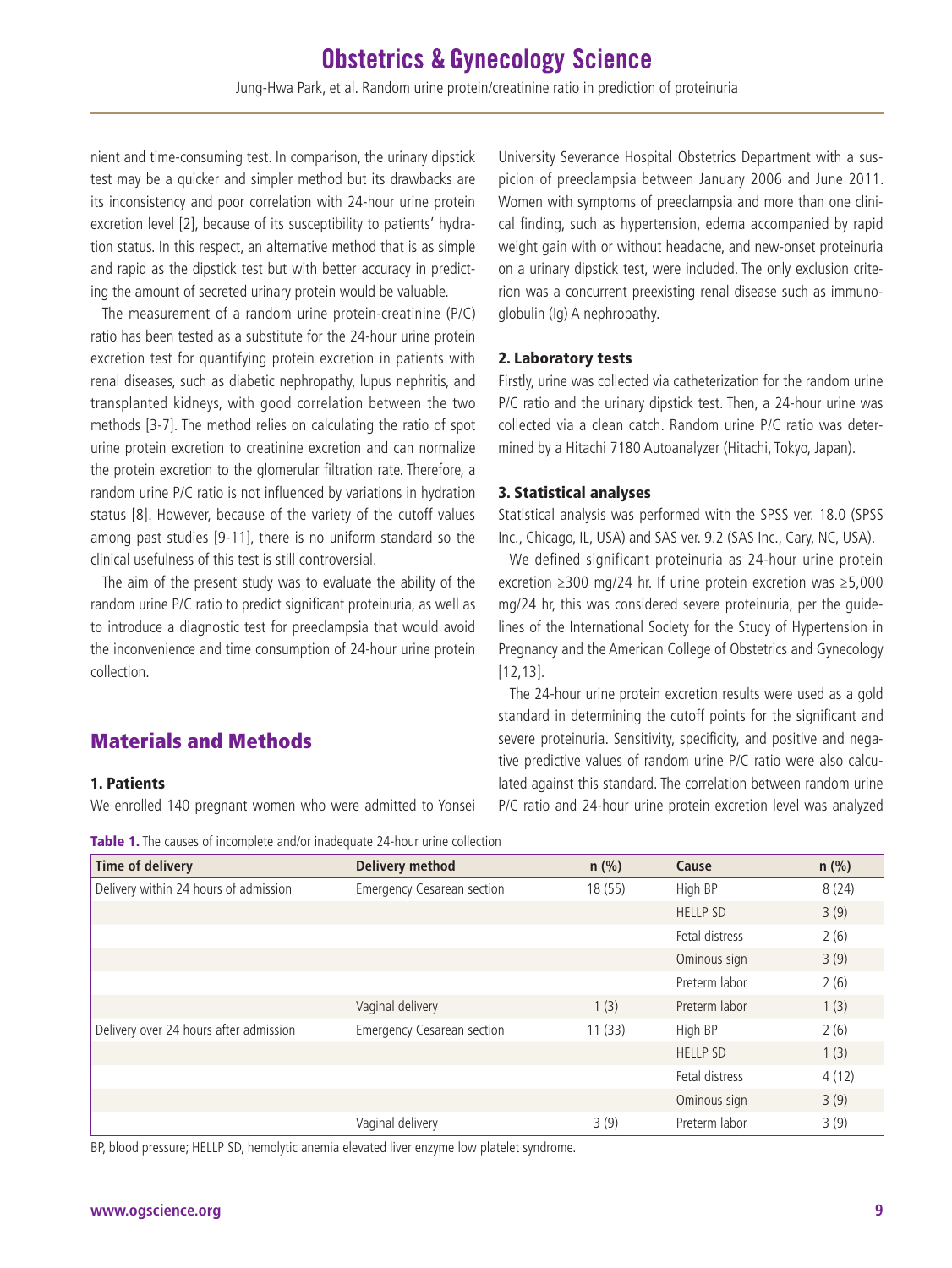nient and time-consuming test. In comparison, the urinary dipstick test may be a quicker and simpler method but its drawbacks are its inconsistency and poor correlation with 24-hour urine protein excretion level [2], because of its susceptibility to patients' hydration status. In this respect, an alternative method that is as simple and rapid as the dipstick test but with better accuracy in predicting the amount of secreted urinary protein would be valuable.

The measurement of a random urine protein-creatinine (P/C) ratio has been tested as a substitute for the 24-hour urine protein excretion test for quantifying protein excretion in patients with renal diseases, such as diabetic nephropathy, lupus nephritis, and transplanted kidneys, with good correlation between the two methods [3-7]. The method relies on calculating the ratio of spot urine protein excretion to creatinine excretion and can normalize the protein excretion to the glomerular filtration rate. Therefore, a random urine P/C ratio is not influenced by variations in hydration status [8]. However, because of the variety of the cutoff values among past studies [9-11], there is no uniform standard so the clinical usefulness of this test is still controversial.

The aim of the present study was to evaluate the ability of the random urine P/C ratio to predict significant proteinuria, as well as to introduce a diagnostic test for preeclampsia that would avoid the inconvenience and time consumption of 24-hour urine protein collection.

## Materials and Methods

### 1. Patients

We enrolled 140 pregnant women who were admitted to Yonsei University Severance Hospital Obstetrics Department with a suspicion of preeclampsia between January 2006 and June 2011. Women with symptoms of preeclampsia and more than one clinical finding, such as hypertension, edema accompanied by rapid weight gain with or without headache, and new-onset proteinuria on a urinary dipstick test, were included. The only exclusion criterion was a concurrent preexisting renal disease such as immunoglobulin (Ig) A nephropathy.

### 2. Laboratory tests

Firstly, urine was collected via catheterization for the random urine P/C ratio and the urinary dipstick test. Then, a 24-hour urine was collected via a clean catch. Random urine P/C ratio was determined by a Hitachi 7180 Autoanalyzer (Hitachi, Tokyo, Japan).

### 3. Statistical analyses

Statistical analysis was performed with the SPSS ver. 18.0 (SPSS Inc., Chicago, IL, USA) and SAS ver. 9.2 (SAS Inc., Cary, NC, USA).

We defined significant proteinuria as 24-hour urine protein excretion ≥300 mg/24 hr. If urine protein excretion was ≥5,000 mg/24 hr, this was considered severe proteinuria, per the guidelines of the International Society for the Study of Hypertension in Pregnancy and the American College of Obstetrics and Gynecology [12,13].

The 24-hour urine protein excretion results were used as a gold standard in determining the cutoff points for the significant and severe proteinuria. Sensitivity, specificity, and positive and negative predictive values of random urine P/C ratio were also calculated against this standard. The correlation between random urine P/C ratio and 24-hour urine protein excretion level was analyzed

**Table 1.** The causes of incomplete and/or inadequate 24-hour urine collection

| Time of delivery | Delivery method | n (%) | Cause | n (%) |
|---|---|---|---|---|
| Delivery within 24 hours of admission | Emergency Cesarean section | 18 (55) | High BP | 8 (24) |
| | | | HELLP SD | 3 (9) |
| | | | Fetal distress | 2 (6) |
| | | | Ominous sign | 3 (9) |
| | | | Preterm labor | 2 (6) |
| | Vaginal delivery | 1 (3) | Preterm labor | 1 (3) |
| Delivery over 24 hours after admission | Emergency Cesarean section | 11 (33) | High BP | 2 (6) |
| | | | HELLP SD | 1 (3) |
| | | | Fetal distress | 4 (12) |
| | | | Ominous sign | 3 (9) |
| | Vaginal delivery | 3 (9) | Preterm labor | 3 (9) |

BP, blood pressure; HELLP SD, hemolytic anemia elevated liver enzyme low platelet syndrome.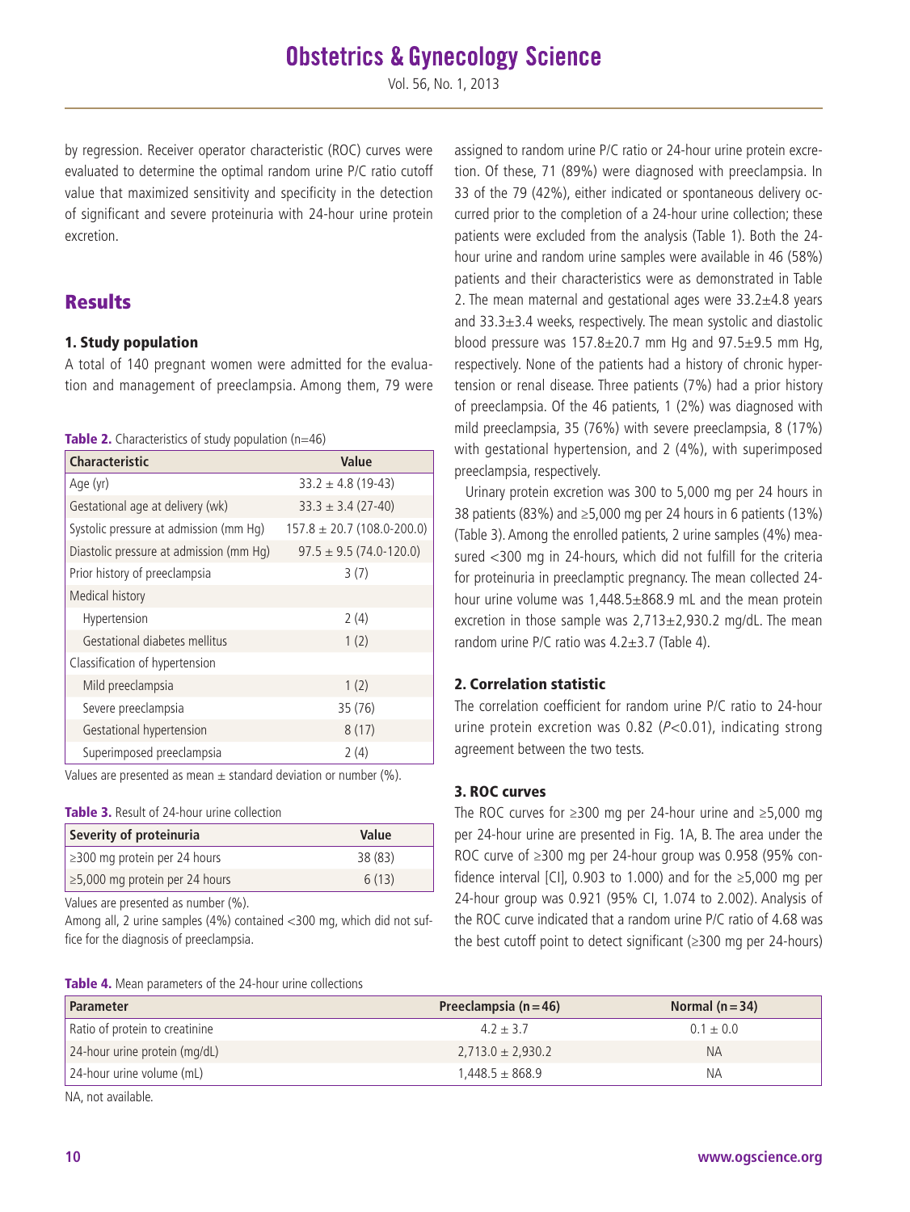by regression. Receiver operator characteristic (ROC) curves were evaluated to determine the optimal random urine P/C ratio cutoff value that maximized sensitivity and specificity in the detection of significant and severe proteinuria with 24-hour urine protein excretion.

## Results

### 1. Study population

A total of 140 pregnant women were admitted for the evaluation and management of preeclampsia. Among them, 79 were assigned to random urine P/C ratio or 24-hour urine protein excretion. Of these, 71 (89%) were diagnosed with preeclampsia. In 33 of the 79 (42%), either indicated or spontaneous delivery occurred prior to the completion of a 24-hour urine collection; these patients were excluded from the analysis (Table 1). Both the 24-hour urine and random urine samples were available in 46 (58%) patients and their characteristics were as demonstrated in Table 2. The mean maternal and gestational ages were 33.2±4.8 years and 33.3±3.4 weeks, respectively. The mean systolic and diastolic blood pressure was 157.8±20.7 mm Hg and 97.5±9.5 mm Hg, respectively. None of the patients had a history of chronic hypertension or renal disease. Three patients (7%) had a prior history of preeclampsia. Of the 46 patients, 1 (2%) was diagnosed with mild preeclampsia, 35 (76%) with severe preeclampsia, 8 (17%) with gestational hypertension, and 2 (4%), with superimposed preeclampsia, respectively.

**Table 2.** Characteristics of study population (n=46)

| Characteristic | Value |
|---|---|
| Age (yr) | 33.2 ± 4.8 (19-43) |
| Gestational age at delivery (wk) | 33.3 ± 3.4 (27-40) |
| Systolic pressure at admission (mm Hg) | 157.8 ± 20.7 (108.0-200.0) |
| Diastolic pressure at admission (mm Hg) | 97.5 ± 9.5 (74.0-120.0) |
| Prior history of preeclampsia | 3 (7) |
| Medical history | |
| Hypertension | 2 (4) |
| Gestational diabetes mellitus | 1 (2) |
| Classification of hypertension | |
| Mild preeclampsia | 1 (2) |
| Severe preeclampsia | 35 (76) |
| Gestational hypertension | 8 (17) |
| Superimposed preeclampsia | 2 (4) |

Values are presented as mean ± standard deviation or number (%).

Urinary protein excretion was 300 to 5,000 mg per 24 hours in 38 patients (83%) and ≥5,000 mg per 24 hours in 6 patients (13%) (Table 3). Among the enrolled patients, 2 urine samples (4%) measured <300 mg in 24-hours, which did not fulfill for the criteria for proteinuria in preeclamptic pregnancy. The mean collected 24-hour urine volume was 1,448.5±868.9 mL and the mean protein excretion in those sample was 2,713±2,930.2 mg/dL. The mean random urine P/C ratio was 4.2±3.7 (Table 4).

**Table 3.** Result of 24-hour urine collection

| Severity of proteinuria | Value |
|---|---|
| ≥300 mg protein per 24 hours | 38 (83) |
| ≥5,000 mg protein per 24 hours | 6 (13) |

Values are presented as number (%).
Among all, 2 urine samples (4%) contained <300 mg, which did not suffice for the diagnosis of preeclampsia.

### 2. Correlation statistic

The correlation coefficient for random urine P/C ratio to 24-hour urine protein excretion was 0.82 ($P<0.01$), indicating strong agreement between the two tests.

### 3. ROC curves

The ROC curves for ≥300 mg per 24-hour urine and ≥5,000 mg per 24-hour urine are presented in Fig. 1A, B. The area under the ROC curve of ≥300 mg per 24-hour group was 0.958 (95% confidence interval [CI], 0.903 to 1.000) and for the ≥5,000 mg per 24-hour group was 0.921 (95% CI, 1.074 to 2.002). Analysis of the ROC curve indicated that a random urine P/C ratio of 4.68 was the best cutoff point to detect significant (≥300 mg per 24-hours)

**Table 4.** Mean parameters of the 24-hour urine collections

| Parameter | Preeclampsia (n=46) | Normal (n=34) |
|---|---|---|
| Ratio of protein to creatinine | 4.2 ± 3.7 | 0.1 ± 0.0 |
| 24-hour urine protein (mg/dL) | 2,713.0 ± 2,930.2 | NA |
| 24-hour urine volume (mL) | 1,448.5 ± 868.9 | NA |

NA, not available.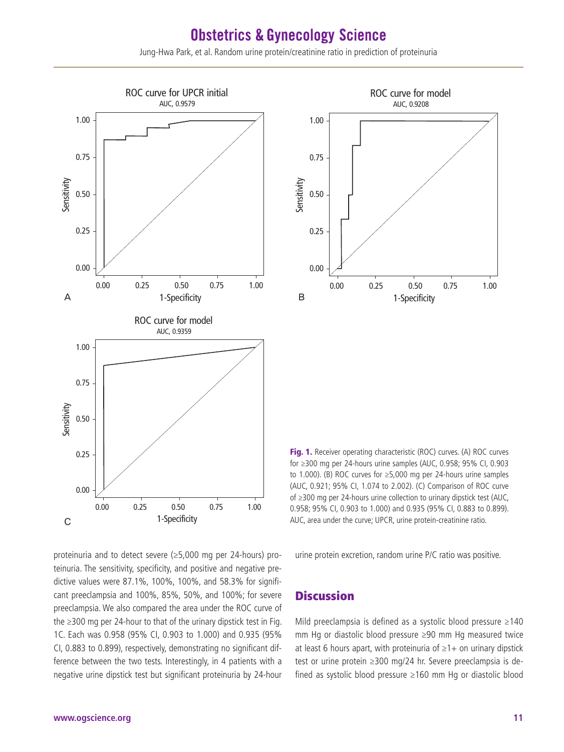Fig. 1. Receiver operating characteristic (ROC) curves. (A) ROC curves for ≥300 mg per 24-hours urine samples (AUC, 0.958; 95% CI, 0.903 to 1.000). (B) ROC curves for ≥5,000 mg per 24-hours urine samples (AUC, 0.921; 95% CI, 1.074 to 2.002). (C) Comparison of ROC curve of ≥300 mg per 24-hours urine collection to urinary dipstick test (AUC, 0.958; 95% CI, 0.903 to 1.000) and 0.935 (95% CI, 0.883 to 0.899). AUC, area under the curve; UPCR, urine protein-creatinine ratio.

proteinuria and to detect severe (≥5,000 mg per 24-hours) proteinuria. The sensitivity, specificity, and positive and negative predictive values were 87.1%, 100%, 100%, and 58.3% for significant preeclampsia and 100%, 85%, 50%, and 100%; for severe preeclampsia. We also compared the area under the ROC curve of the ≥300 mg per 24-hour to that of the urinary dipstick test in Fig. 1C. Each was 0.958 (95% CI, 0.903 to 1.000) and 0.935 (95% CI, 0.883 to 0.899), respectively, demonstrating no significant difference between the two tests. Interestingly, in 4 patients with a negative urine dipstick test but significant proteinuria by 24-hour urine protein excretion, random urine P/C ratio was positive.

## Discussion

Mild preeclampsia is defined as a systolic blood pressure ≥140 mm Hg or diastolic blood pressure ≥90 mm Hg measured twice at least 6 hours apart, with proteinuria of ≥1+ on urinary dipstick test or urine protein ≥300 mg/24 hr. Severe preeclampsia is defined as systolic blood pressure ≥160 mm Hg or diastolic blood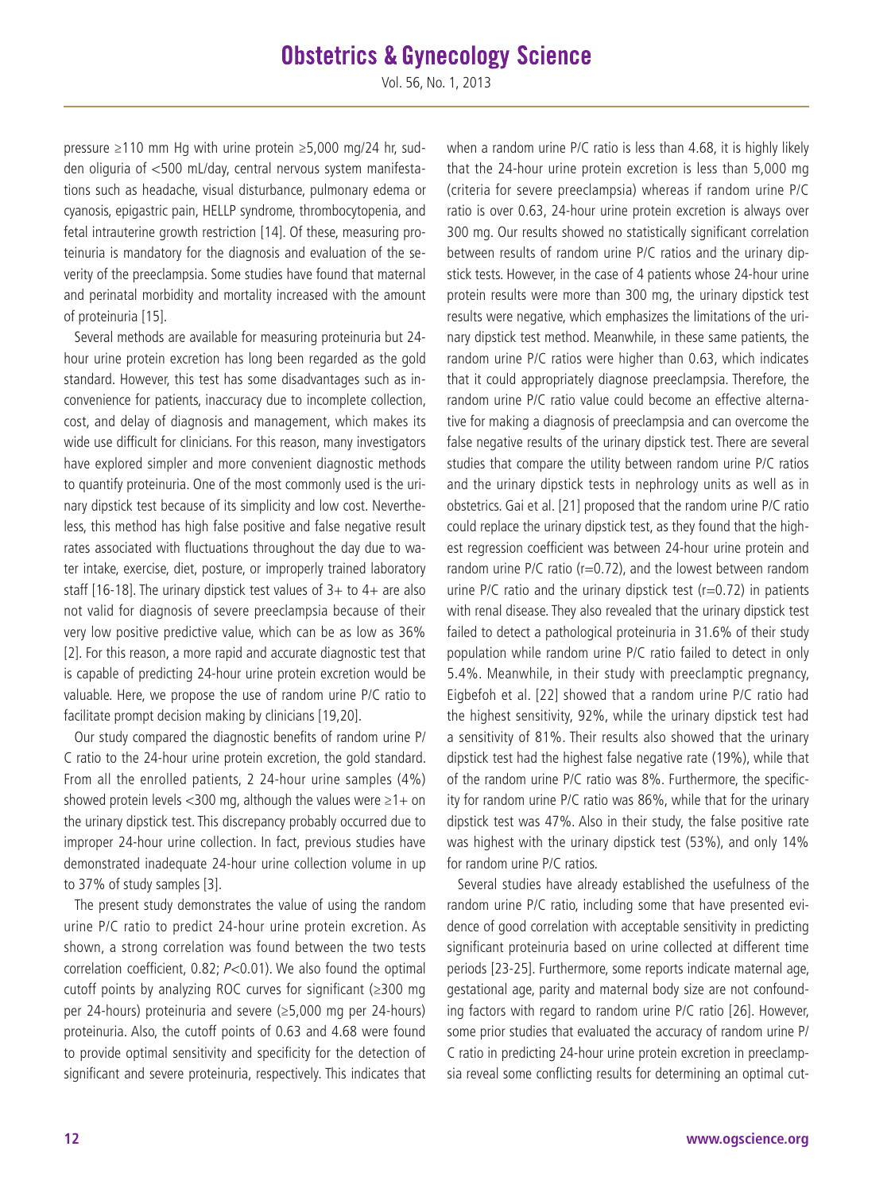pressure ≥110 mm Hg with urine protein ≥5,000 mg/24 hr, sudden oliguria of <500 mL/day, central nervous system manifestations such as headache, visual disturbance, pulmonary edema or cyanosis, epigastric pain, HELLP syndrome, thrombocytopenia, and fetal intrauterine growth restriction [14]. Of these, measuring proteinuria is mandatory for the diagnosis and evaluation of the severity of the preeclampsia. Some studies have found that maternal and perinatal morbidity and mortality increased with the amount of proteinuria [15].

Several methods are available for measuring proteinuria but 24-hour urine protein excretion has long been regarded as the gold standard. However, this test has some disadvantages such as inconvenience for patients, inaccuracy due to incomplete collection, cost, and delay of diagnosis and management, which makes its wide use difficult for clinicians. For this reason, many investigators have explored simpler and more convenient diagnostic methods to quantify proteinuria. One of the most commonly used is the urinary dipstick test because of its simplicity and low cost. Nevertheless, this method has high false positive and false negative result rates associated with fluctuations throughout the day due to water intake, exercise, diet, posture, or improperly trained laboratory staff [16-18]. The urinary dipstick test values of 3+ to 4+ are also not valid for diagnosis of severe preeclampsia because of their very low positive predictive value, which can be as low as 36% [2]. For this reason, a more rapid and accurate diagnostic test that is capable of predicting 24-hour urine protein excretion would be valuable. Here, we propose the use of random urine P/C ratio to facilitate prompt decision making by clinicians [19,20].

Our study compared the diagnostic benefits of random urine P/C ratio to the 24-hour urine protein excretion, the gold standard. From all the enrolled patients, 2 24-hour urine samples (4%) showed protein levels <300 mg, although the values were ≥1+ on the urinary dipstick test. This discrepancy probably occurred due to improper 24-hour urine collection. In fact, previous studies have demonstrated inadequate 24-hour urine collection volume in up to 37% of study samples [3].

The present study demonstrates the value of using the random urine P/C ratio to predict 24-hour urine protein excretion. As shown, a strong correlation was found between the two tests correlation coefficient, 0.82; $P<0.01$). We also found the optimal cutoff points by analyzing ROC curves for significant (≥300 mg per 24-hours) proteinuria and severe (≥5,000 mg per 24-hours) proteinuria. Also, the cutoff points of 0.63 and 4.68 were found to provide optimal sensitivity and specificity for the detection of significant and severe proteinuria, respectively. This indicates that when a random urine P/C ratio is less than 4.68, it is highly likely that the 24-hour urine protein excretion is less than 5,000 mg (criteria for severe preeclampsia) whereas if random urine P/C ratio is over 0.63, 24-hour urine protein excretion is always over 300 mg. Our results showed no statistically significant correlation between results of random urine P/C ratios and the urinary dipstick tests. However, in the case of 4 patients whose 24-hour urine protein results were more than 300 mg, the urinary dipstick test results were negative, which emphasizes the limitations of the urinary dipstick test method. Meanwhile, in these same patients, the random urine P/C ratios were higher than 0.63, which indicates that it could appropriately diagnose preeclampsia. Therefore, the random urine P/C ratio value could become an effective alternative for making a diagnosis of preeclampsia and can overcome the false negative results of the urinary dipstick test. There are several studies that compare the utility between random urine P/C ratios and the urinary dipstick tests in nephrology units as well as in obstetrics. Gai et al. [21] proposed that the random urine P/C ratio could replace the urinary dipstick test, as they found that the highest regression coefficient was between 24-hour urine protein and random urine P/C ratio ($r=0.72$), and the lowest between random urine P/C ratio and the urinary dipstick test ($r=0.72$) in patients with renal disease. They also revealed that the urinary dipstick test failed to detect a pathological proteinuria in 31.6% of their study population while random urine P/C ratio failed to detect in only 5.4%. Meanwhile, in their study with preeclamptic pregnancy, Eigbefoh et al. [22] showed that a random urine P/C ratio had the highest sensitivity, 92%, while the urinary dipstick test had a sensitivity of 81%. Their results also showed that the urinary dipstick test had the highest false negative rate (19%), while that of the random urine P/C ratio was 8%. Furthermore, the specificity for random urine P/C ratio was 86%, while that for the urinary dipstick test was 47%. Also in their study, the false positive rate was highest with the urinary dipstick test (53%), and only 14% for random urine P/C ratios.

Several studies have already established the usefulness of the random urine P/C ratio, including some that have presented evidence of good correlation with acceptable sensitivity in predicting significant proteinuria based on urine collected at different time periods [23-25]. Furthermore, some reports indicate maternal age, gestational age, parity and maternal body size are not confounding factors with regard to random urine P/C ratio [26]. However, some prior studies that evaluated the accuracy of random urine P/C ratio in predicting 24-hour urine protein excretion in preeclampsia reveal some conflicting results for determining an optimal cut-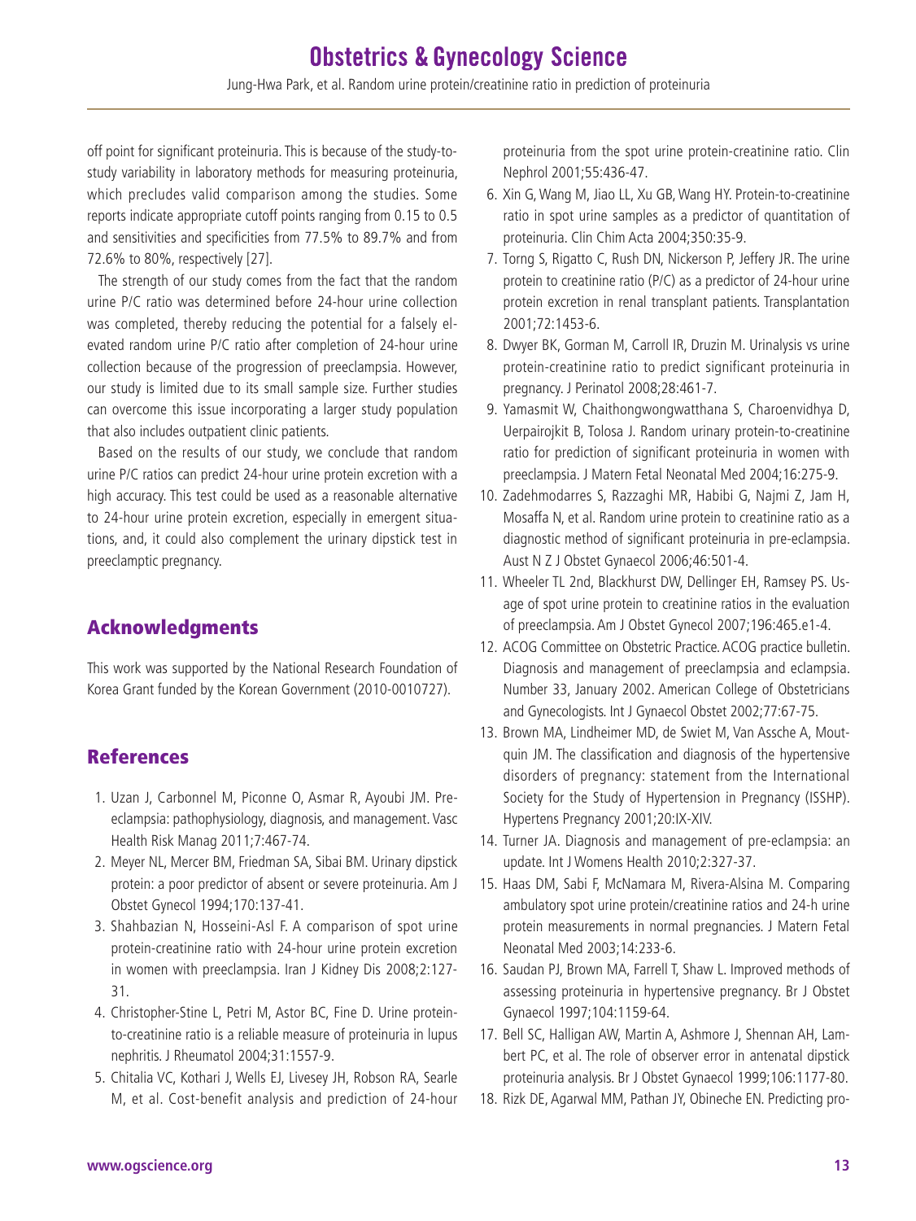off point for significant proteinuria. This is because of the study-to-study variability in laboratory methods for measuring proteinuria, which precludes valid comparison among the studies. Some reports indicate appropriate cutoff points ranging from 0.15 to 0.5 and sensitivities and specificities from 77.5% to 89.7% and from 72.6% to 80%, respectively [27].

The strength of our study comes from the fact that the random urine P/C ratio was determined before 24-hour urine collection was completed, thereby reducing the potential for a falsely elevated random urine P/C ratio after completion of 24-hour urine collection because of the progression of preeclampsia. However, our study is limited due to its small sample size. Further studies can overcome this issue incorporating a larger study population that also includes outpatient clinic patients.

Based on the results of our study, we conclude that random urine P/C ratios can predict 24-hour urine protein excretion with a high accuracy. This test could be used as a reasonable alternative to 24-hour urine protein excretion, especially in emergent situations, and, it could also complement the urinary dipstick test in preeclamptic pregnancy.

## Acknowledgments

This work was supported by the National Research Foundation of Korea Grant funded by the Korean Government (2010-0010727).

## References

1. Uzan J, Carbonnel M, Piconne O, Asmar R, Ayoubi JM. Preeclampsia: pathophysiology, diagnosis, and management. Vasc Health Risk Manag 2011;7:467-74.
2. Meyer NL, Mercer BM, Friedman SA, Sibai BM. Urinary dipstick protein: a poor predictor of absent or severe proteinuria. Am J Obstet Gynecol 1994;170:137-41.
3. Shahbazian N, Hosseini-Asl F. A comparison of spot urine protein-creatinine ratio with 24-hour urine protein excretion in women with preeclampsia. Iran J Kidney Dis 2008;2:127-31.
4. Christopher-Stine L, Petri M, Astor BC, Fine D. Urine protein-to-creatinine ratio is a reliable measure of proteinuria in lupus nephritis. J Rheumatol 2004;31:1557-9.
5. Chitalia VC, Kothari J, Wells EJ, Livesey JH, Robson RA, Searle M, et al. Cost-benefit analysis and prediction of 24-hour proteinuria from the spot urine protein-creatinine ratio. Clin Nephrol 2001;55:436-47.
6. Xin G, Wang M, Jiao LL, Xu GB, Wang HY. Protein-to-creatinine ratio in spot urine samples as a predictor of quantitation of proteinuria. Clin Chim Acta 2004;350:35-9.
7. Torng S, Rigatto C, Rush DN, Nickerson P, Jeffery JR. The urine protein to creatinine ratio (P/C) as a predictor of 24-hour urine protein excretion in renal transplant patients. Transplantation 2001;72:1453-6.
8. Dwyer BK, Gorman M, Carroll IR, Druzin M. Urinalysis vs urine protein-creatinine ratio to predict significant proteinuria in pregnancy. J Perinatol 2008;28:461-7.
9. Yamasmit W, Chaithongwongwatthana S, Charoenvidhya D, Uerpairojkit B, Tolosa J. Random urinary protein-to-creatinine ratio for prediction of significant proteinuria in women with preeclampsia. J Matern Fetal Neonatal Med 2004;16:275-9.
10. Zadehmodarres S, Razzaghi MR, Habibi G, Najmi Z, Jam H, Mosaffa N, et al. Random urine protein to creatinine ratio as a diagnostic method of significant proteinuria in pre-eclampsia. Aust N Z J Obstet Gynaecol 2006;46:501-4.
11. Wheeler TL 2nd, Blackhurst DW, Dellinger EH, Ramsey PS. Usage of spot urine protein to creatinine ratios in the evaluation of preeclampsia. Am J Obstet Gynecol 2007;196:465.e1-4.
12. ACOG Committee on Obstetric Practice. ACOG practice bulletin. Diagnosis and management of preeclampsia and eclampsia. Number 33, January 2002. American College of Obstetricians and Gynecologists. Int J Gynaecol Obstet 2002;77:67-75.
13. Brown MA, Lindheimer MD, de Swiet M, Van Assche A, Moutquin JM. The classification and diagnosis of the hypertensive disorders of pregnancy: statement from the International Society for the Study of Hypertension in Pregnancy (ISSHP). Hypertens Pregnancy 2001;20:IX-XIV.
14. Turner JA. Diagnosis and management of pre-eclampsia: an update. Int J Womens Health 2010;2:327-37.
15. Haas DM, Sabi F, McNamara M, Rivera-Alsina M. Comparing ambulatory spot urine protein/creatinine ratios and 24-h urine protein measurements in normal pregnancies. J Matern Fetal Neonatal Med 2003;14:233-6.
16. Saudan PJ, Brown MA, Farrell T, Shaw L. Improved methods of assessing proteinuria in hypertensive pregnancy. Br J Obstet Gynaecol 1997;104:1159-64.
17. Bell SC, Halligan AW, Martin A, Ashmore J, Shennan AH, Lambert PC, et al. The role of observer error in antenatal dipstick proteinuria analysis. Br J Obstet Gynaecol 1999;106:1177-80.
18. Rizk DE, Agarwal MM, Pathan JY, Obineche EN. Predicting pro-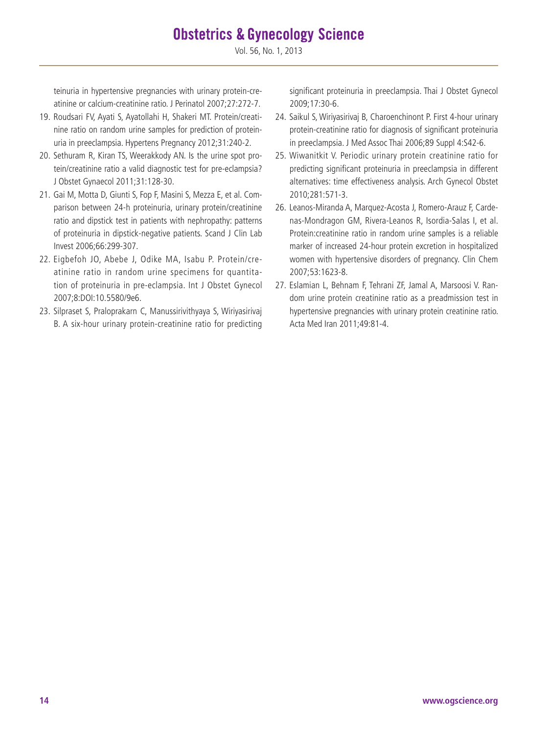teinuria in hypertensive pregnancies with urinary protein-creatinine or calcium-creatinine ratio. J Perinatol 2007;27:272-7.

19. Roudsari FV, Ayati S, Ayatollahi H, Shakeri MT. Protein/creatinine ratio on random urine samples for prediction of proteinuria in preeclampsia. Hypertens Pregnancy 2012;31:240-2.
20. Sethuram R, Kiran TS, Weerakkody AN. Is the urine spot protein/creatinine ratio a valid diagnostic test for pre-eclampsia? J Obstet Gynaecol 2011;31:128-30.
21. Gai M, Motta D, Giunti S, Fop F, Masini S, Mezza E, et al. Comparison between 24-h proteinuria, urinary protein/creatinine ratio and dipstick test in patients with nephropathy: patterns of proteinuria in dipstick-negative patients. Scand J Clin Lab Invest 2006;66:299-307.
22. Eigbefoh JO, Abebe J, Odike MA, Isabu P. Protein/creatinine ratio in random urine specimens for quantitation of proteinuria in pre-eclampsia. Int J Obstet Gynecol 2007;8:DOI:10.5580/9e6.
23. Silpraset S, Praloprakarn C, Manussirivithyaya S, Wiriyasirivaj B. A six-hour urinary protein-creatinine ratio for predicting significant proteinuria in preeclampsia. Thai J Obstet Gynecol 2009;17:30-6.
24. Saikul S, Wiriyasirivaj B, Charoenchinont P. First 4-hour urinary protein-creatinine ratio for diagnosis of significant proteinuria in preeclampsia. J Med Assoc Thai 2006;89 Suppl 4:S42-6.
25. Wiwanitkit V. Periodic urinary protein creatinine ratio for predicting significant proteinuria in preeclampsia in different alternatives: time effectiveness analysis. Arch Gynecol Obstet 2010;281:571-3.
26. Leanos-Miranda A, Marquez-Acosta J, Romero-Arauz F, Cardenas-Mondragon GM, Rivera-Leanos R, Isordia-Salas I, et al. Protein:creatinine ratio in random urine samples is a reliable marker of increased 24-hour protein excretion in hospitalized women with hypertensive disorders of pregnancy. Clin Chem 2007;53:1623-8.
27. Eslamian L, Behnam F, Tehrani ZF, Jamal A, Marsoosi V. Random urine protein creatinine ratio as a preadmission test in hypertensive pregnancies with urinary protein creatinine ratio. Acta Med Iran 2011;49:81-4.